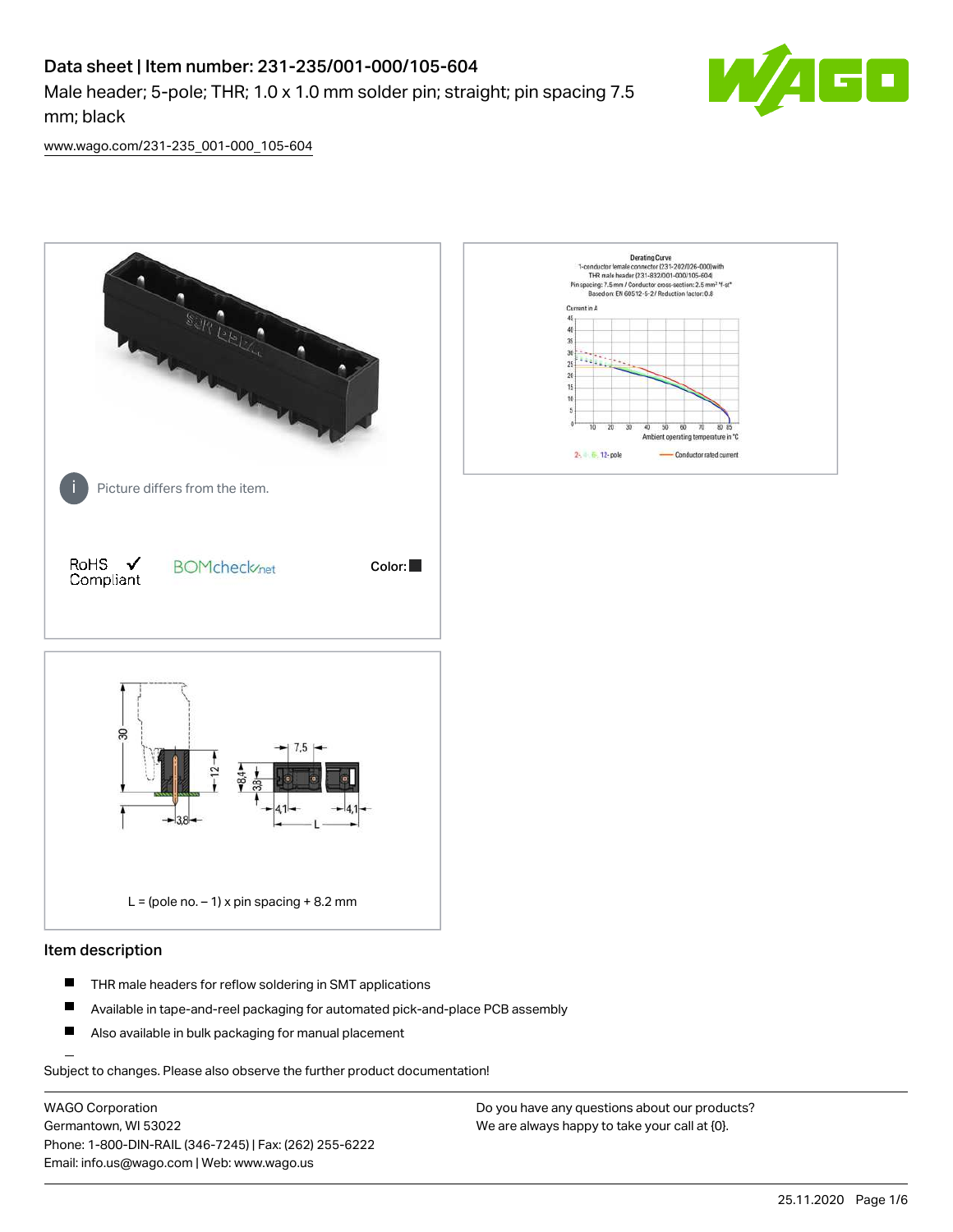# Data sheet | Item number: 231-235/001-000/105-604

Male header; 5-pole; THR; 1.0 x 1.0 mm solder pin; straight; pin spacing 7.5 mm; black

www.wago.com/231-235_001-000_105-604

Picture differs from the item.

RoHS Compliant ✓

BOMcheck.net

Color: ■

L = (pole no. – 1) x pin spacing + 8.2 mm

## Item description

- THR male headers for reflow soldering in SMT applications
- Available in tape-and-reel packaging for automated pick-and-place PCB assembly
- Also available in bulk packaging for manual placement

Subject to changes. Please also observe the further product documentation!

WAGO Corporation
Germantown, WI 53022
Phone: 1-800-DIN-RAIL (346-7245) | Fax: (262) 255-6222
Email: info.us@wago.com | Web: www.wago.us

Do you have any questions about our products?
We are always happy to take your call at {0}.

25.11.2020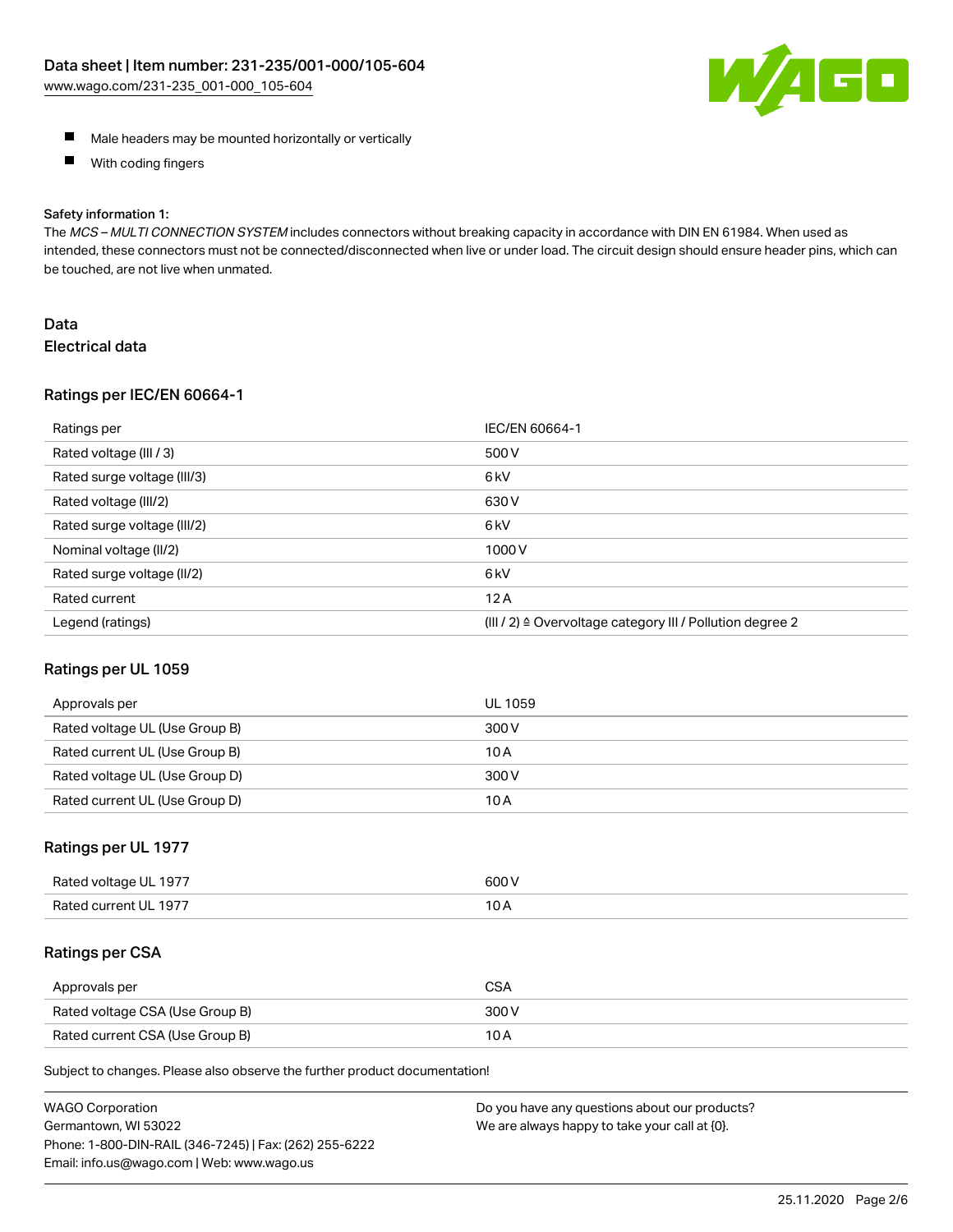- Male headers may be mounted horizontally or vertically
- With coding fingers

Safety information 1:
The *MCS – MULTI CONNECTION SYSTEM* includes connectors without breaking capacity in accordance with DIN EN 61984. When used as intended, these connectors must not be connected/disconnected when live or under load. The circuit design should ensure header pins, which can be touched, are not live when unmated.

## Data

### Electrical data

#### Ratings per IEC/EN 60664-1

| Ratings per | IEC/EN 60664-1 |
| --- | --- |
| Rated voltage (III / 3) | 500 V |
| Rated surge voltage (III/3) | 6 kV |
| Rated voltage (III/2) | 630 V |
| Rated surge voltage (III/2) | 6 kV |
| Nominal voltage (II/2) | 1000 V |
| Rated surge voltage (II/2) | 6 kV |
| Rated current | 12 A |
| Legend (ratings) | (III / 2) ≙ Overvoltage category III / Pollution degree 2 |

#### Ratings per UL 1059

| Approvals per | UL 1059 |
| --- | --- |
| Rated voltage UL (Use Group B) | 300 V |
| Rated current UL (Use Group B) | 10 A |
| Rated voltage UL (Use Group D) | 300 V |
| Rated current UL (Use Group D) | 10 A |

#### Ratings per UL 1977

| Rated voltage UL 1977 | 600 V |
| --- | --- |
| Rated current UL 1977 | 10 A |

#### Ratings per CSA

| Approvals per | CSA |
| --- | --- |
| Rated voltage CSA (Use Group B) | 300 V |
| Rated current CSA (Use Group B) | 10 A |

Subject to changes. Please also observe the further product documentation!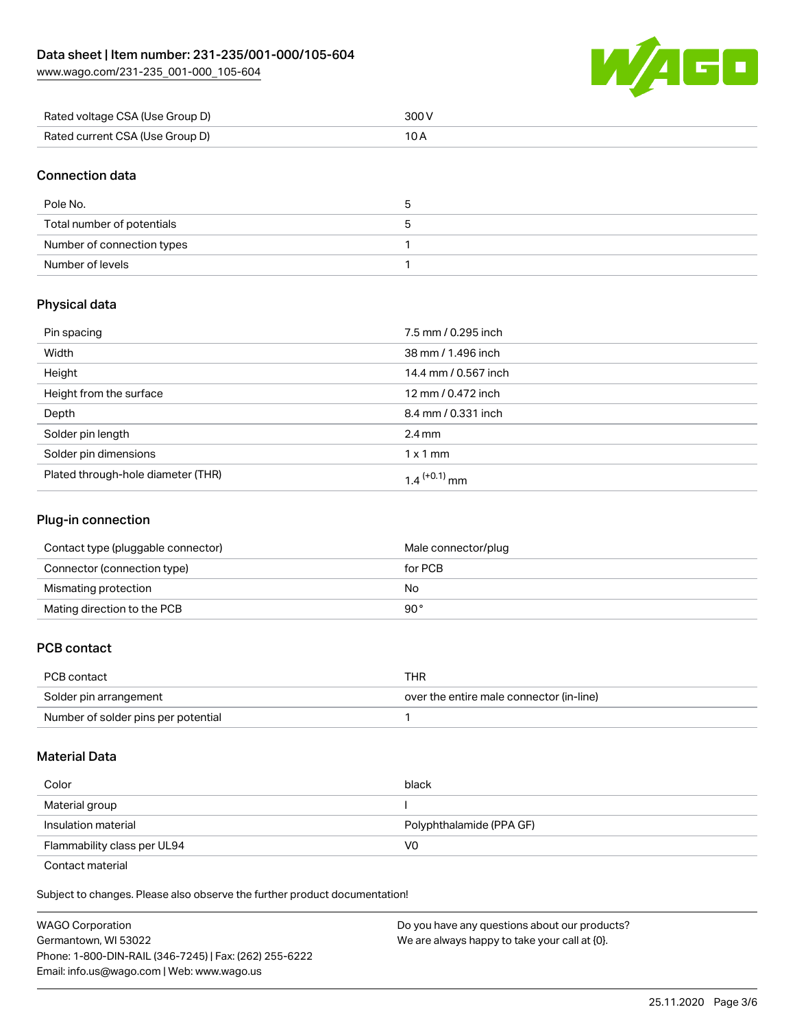| Rated voltage CSA (Use Group D) | 300 V |
| --- | --- |
| Rated current CSA (Use Group D) | 10 A |

## Connection data

| Pole No. | 5 |
| --- | --- |
| Total number of potentials | 5 |
| Number of connection types | 1 |
| Number of levels | 1 |

## Physical data

| Pin spacing | 7.5 mm / 0.295 inch |
| --- | --- |
| Width | 38 mm / 1.496 inch |
| Height | 14.4 mm / 0.567 inch |
| Height from the surface | 12 mm / 0.472 inch |
| Depth | 8.4 mm / 0.331 inch |
| Solder pin length | 2.4 mm |
| Solder pin dimensions | 1 x 1 mm |
| Plated through-hole diameter (THR) | $1.4^{(+0.1)}$ mm |

## Plug-in connection

| Contact type (pluggable connector) | Male connector/plug |
| --- | --- |
| Connector (connection type) | for PCB |
| Mismating protection | No |
| Mating direction to the PCB | 90° |

## PCB contact

| PCB contact | THR |
| --- | --- |
| Solder pin arrangement | over the entire male connector (in-line) |
| Number of solder pins per potential | 1 |

## Material Data

| Color | black |
| --- | --- |
| Material group | I |
| Insulation material | Polyphthalamide (PPA GF) |
| Flammability class per UL94 | V0 |
| Contact material | |

Subject to changes. Please also observe the further product documentation!

WAGO Corporation
Germantown, WI 53022
Phone: 1-800-DIN-RAIL (346-7245) | Fax: (262) 255-6222
Email: info.us@wago.com | Web: www.wago.us

Do you have any questions about our products?
We are always happy to take your call at {0}.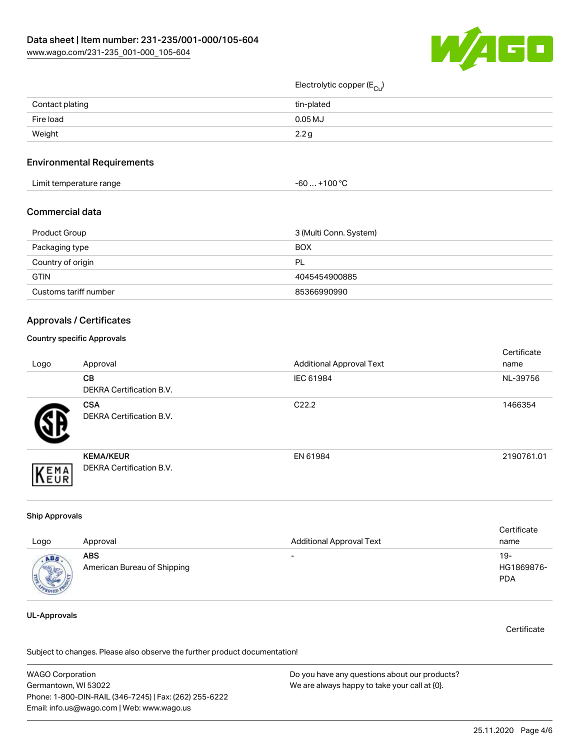| | |
|---|---|
| | Electrolytic copper ($E_{Cu}$) |
| Contact plating | tin-plated |
| Fire load | 0.05 MJ |
| Weight | 2.2 g |

## Environmental Requirements

| | |
|---|---|
| Limit temperature range | -60 … +100 °C |

## Commercial data

| | |
|---|---|
| Product Group | 3 (Multi Conn. System) |
| Packaging type | BOX |
| Country of origin | PL |
| GTIN | 4045454900885 |
| Customs tariff number | 85366990990 |

## Approvals / Certificates

### Country specific Approvals

| Logo | Approval | Additional Approval Text | Certificate name |
|---|---|---|---|
| | **CB** DEKRA Certification B.V. | IEC 61984 | NL-39756 |
| | **CSA** DEKRA Certification B.V. | C22.2 | 1466354 |
| | **KEMA/KEUR** DEKRA Certification B.V. | EN 61984 | 2190761.01 |

### Ship Approvals

| Logo | Approval | Additional Approval Text | Certificate name |
|---|---|---|---|
| | **ABS** American Bureau of Shipping | - | 19-HG1869876-PDA |

### UL-Approvals

Certificate

Subject to changes. Please also observe the further product documentation!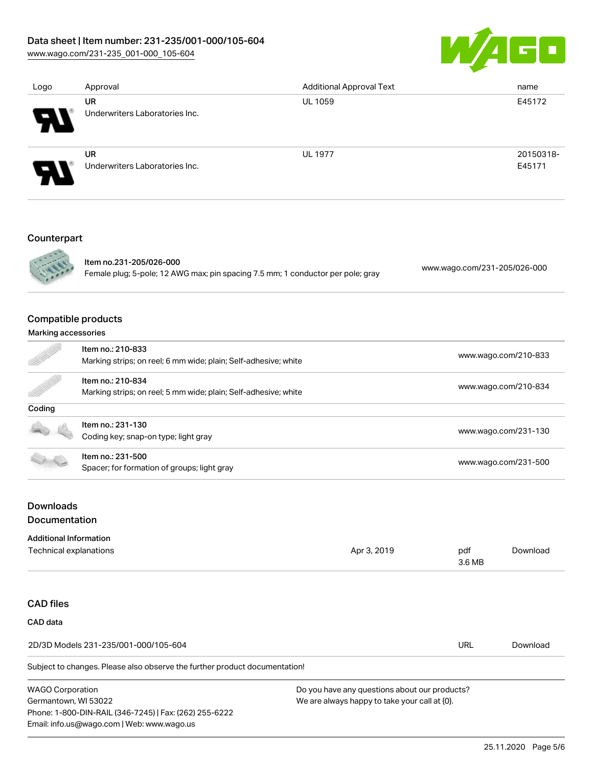| Logo | Approval | Additional Approval Text | name |
| --- | --- | --- | --- |
| | **UR** Underwriters Laboratories Inc. | UL 1059 | E45172 |
| | **UR** Underwriters Laboratories Inc. | UL 1977 | 20150318-E45171 |

## Counterpart

| | | |
| --- | --- | --- |
| | **Item no.231-205/026-000** Female plug; 5-pole; 12 AWG max; pin spacing 7.5 mm; 1 conductor per pole; gray | www.wago.com/231-205/026-000 |

## Compatible products

**Marking accessories**

| | | |
| --- | --- | --- |
| | Item no.: 210-833 Marking strips; on reel; 6 mm wide; plain; Self-adhesive; white | www.wago.com/210-833 |
| | Item no.: 210-834 Marking strips; on reel; 5 mm wide; plain; Self-adhesive; white | www.wago.com/210-834 |

**Coding**

| | | |
| --- | --- | --- |
| | Item no.: 231-130 Coding key; snap-on type; light gray | www.wago.com/231-130 |
| | Item no.: 231-500 Spacer; for formation of groups; light gray | www.wago.com/231-500 |

## Downloads
## Documentation

**Additional Information**

| | | | |
| --- | --- | --- | --- |
| Technical explanations | Apr 3, 2019 | pdf 3.6 MB | Download |

## CAD files

**CAD data**

| | | |
| --- | --- | --- |
| 2D/3D Models 231-235/001-000/105-604 | URL | Download |

Subject to changes. Please also observe the further product documentation!

WAGO Corporation
Germantown, WI 53022
Phone: 1-800-DIN-RAIL (346-7245) | Fax: (262) 255-6222
Email: info.us@wago.com | Web: www.wago.us

Do you have any questions about our products?
We are always happy to take your call at {0}.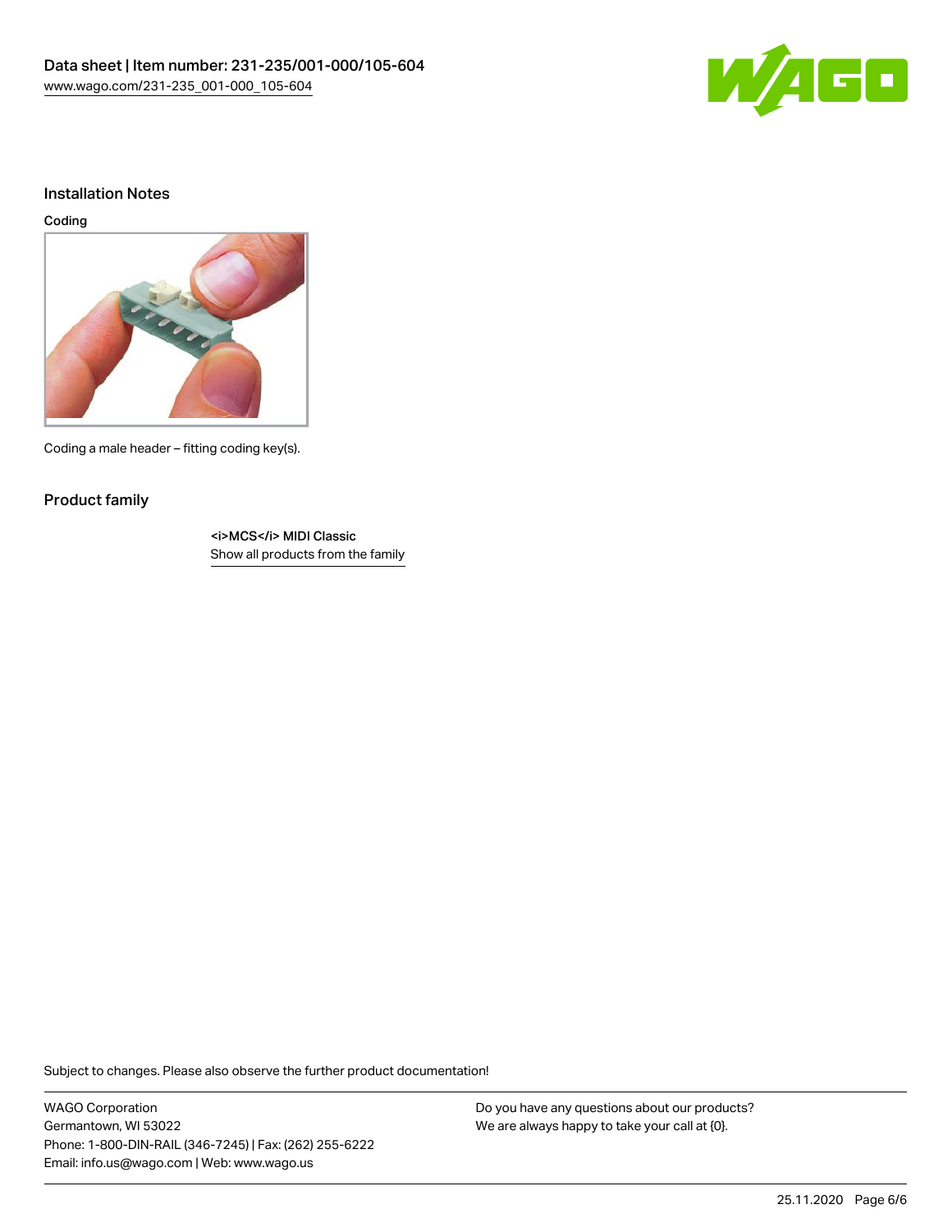## Installation Notes

### Coding

Coding a male header – fitting coding key(s).

## Product family

<i>MCS</i> MIDI Classic
Show all products from the family

Subject to changes. Please also observe the further product documentation!

WAGO Corporation
Germantown, WI 53022
Phone: 1-800-DIN-RAIL (346-7245) | Fax: (262) 255-6222
Email: info.us@wago.com | Web: www.wago.us

Do you have any questions about our products?
We are always happy to take your call at {0}.